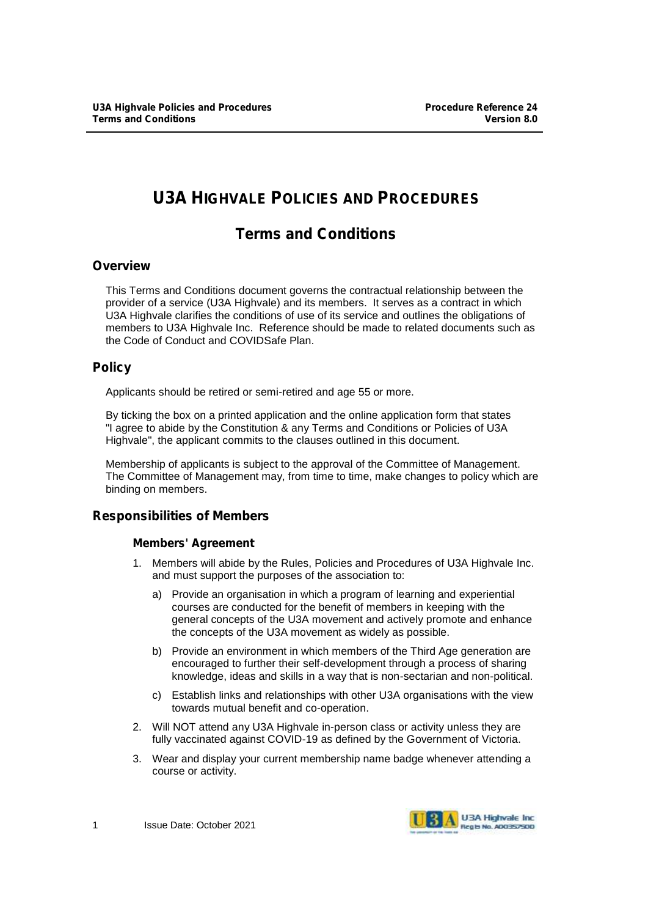# U3A HIGHVALE POLICIES AND PROCEDURES

## Terms and Conditions

### Overview

This Terms and Conditions document governs the contractual relationship between the provider of a service (U3A Highvale) and its members. It serves as a contract in which U3A Highvale clarifies the conditions of use of its service and outlines the obligations of members to U3A Highvale Inc. Reference should be made to related documents such as the Code of Conduct and COVIDSafe Plan.

### Policy

Applicants should be retired or semi-retired and age 55 or more.

By ticking the box on a printed application and the online application form that states "I agree to abide by the Constitution & any Terms and Conditions or Policies of U3A Highvale", the applicant commits to the clauses outlined in this document.

Membership of applicants is subject to the approval of the Committee of Management. The Committee of Management may, from time to time, make changes to policy which are binding on members.

### Responsibilities of Members

#### Members' Agreement

1. Members will abide by the Rules, Policies and Procedures of U3A Highvale Inc. and must support the purposes of the association to:
   a) Provide an organisation in which a program of learning and experiential courses are conducted for the benefit of members in keeping with the general concepts of the U3A movement and actively promote and enhance the concepts of the U3A movement as widely as possible.
   b) Provide an environment in which members of the Third Age generation are encouraged to further their self-development through a process of sharing knowledge, ideas and skills in a way that is non-sectarian and non-political.
   c) Establish links and relationships with other U3A organisations with the view towards mutual benefit and co-operation.
2. Will NOT attend any U3A Highvale in-person class or activity unless they are fully vaccinated against COVID-19 as defined by the Government of Victoria.
3. Wear and display your current membership name badge whenever attending a course or activity.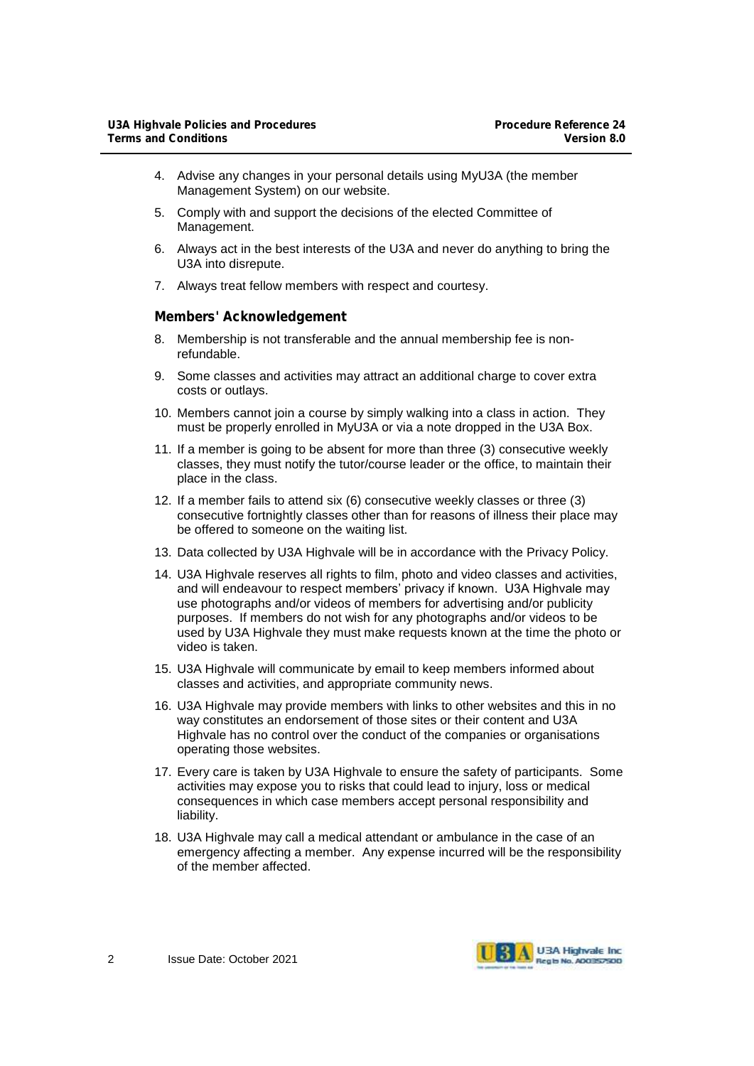4. Advise any changes in your personal details using MyU3A (the member Management System) on our website.
5. Comply with and support the decisions of the elected Committee of Management.
6. Always act in the best interests of the U3A and never do anything to bring the U3A into disrepute.
7. Always treat fellow members with respect and courtesy.

## Members' Acknowledgement

8. Membership is not transferable and the annual membership fee is non-refundable.
9. Some classes and activities may attract an additional charge to cover extra costs or outlays.
10. Members cannot join a course by simply walking into a class in action. They must be properly enrolled in MyU3A or via a note dropped in the U3A Box.
11. If a member is going to be absent for more than three (3) consecutive weekly classes, they must notify the tutor/course leader or the office, to maintain their place in the class.
12. If a member fails to attend six (6) consecutive weekly classes or three (3) consecutive fortnightly classes other than for reasons of illness their place may be offered to someone on the waiting list.
13. Data collected by U3A Highvale will be in accordance with the Privacy Policy.
14. U3A Highvale reserves all rights to film, photo and video classes and activities, and will endeavour to respect members' privacy if known. U3A Highvale may use photographs and/or videos of members for advertising and/or publicity purposes. If members do not wish for any photographs and/or videos to be used by U3A Highvale they must make requests known at the time the photo or video is taken.
15. U3A Highvale will communicate by email to keep members informed about classes and activities, and appropriate community news.
16. U3A Highvale may provide members with links to other websites and this in no way constitutes an endorsement of those sites or their content and U3A Highvale has no control over the conduct of the companies or organisations operating those websites.
17. Every care is taken by U3A Highvale to ensure the safety of participants. Some activities may expose you to risks that could lead to injury, loss or medical consequences in which case members accept personal responsibility and liability.
18. U3A Highvale may call a medical attendant or ambulance in the case of an emergency affecting a member. Any expense incurred will be the responsibility of the member affected.